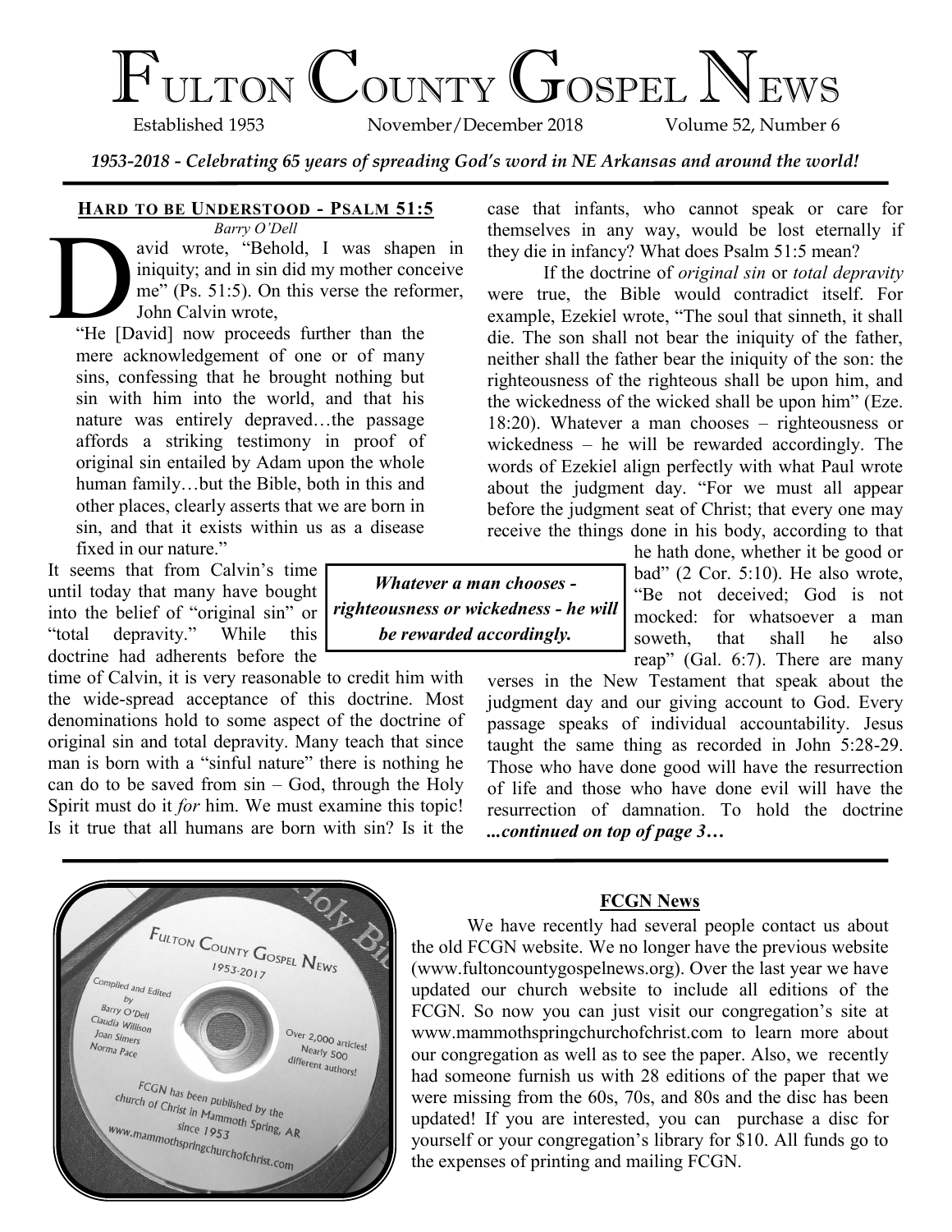# Fulton County Gospel News

Established 1953 November/December 2018 Volume 52, Number 6

***1953-2018 - Celebrating 65 years of spreading God's word in NE Arkansas and around the world!***

## Hard to be Understood - Psalm 51:5

*Barry O'Dell*

David wrote, "Behold, I was shapen in iniquity; and in sin did my mother conceive me" (Ps. 51:5). On this verse the reformer, John Calvin wrote,

> "He [David] now proceeds further than the mere acknowledgement of one or of many sins, confessing that he brought nothing but sin with him into the world, and that his nature was entirely depraved…the passage affords a striking testimony in proof of original sin entailed by Adam upon the whole human family…but the Bible, both in this and other places, clearly asserts that we are born in sin, and that it exists within us as a disease fixed in our nature."

It seems that from Calvin's time until today that many have bought into the belief of "original sin" or "total depravity." While this doctrine had adherents before the time of Calvin, it is very reasonable to credit him with the wide-spread acceptance of this doctrine. Most denominations hold to some aspect of the doctrine of original sin and total depravity. Many teach that since man is born with a "sinful nature" there is nothing he can do to be saved from sin – God, through the Holy Spirit must do it *for* him. We must examine this topic! Is it true that all humans are born with sin? Is it the case that infants, who cannot speak or care for themselves in any way, would be lost eternally if they die in infancy? What does Psalm 51:5 mean?

If the doctrine of *original sin* or *total depravity* were true, the Bible would contradict itself. For example, Ezekiel wrote, "The soul that sinneth, it shall die. The son shall not bear the iniquity of the father, neither shall the father bear the iniquity of the son: the righteousness of the righteous shall be upon him, and the wickedness of the wicked shall be upon him" (Eze. 18:20). Whatever a man chooses – righteousness or wickedness – he will be rewarded accordingly. The words of Ezekiel align perfectly with what Paul wrote about the judgment day. "For we must all appear before the judgment seat of Christ; that every one may receive the things done in his body, according to that he hath done, whether it be good or bad" (2 Cor. 5:10). He also wrote, "Be not deceived; God is not mocked: for whatsoever a man soweth, that shall he also reap" (Gal. 6:7). There are many verses in the New Testament that speak about the judgment day and our giving account to God. Every passage speaks of individual accountability. Jesus taught the same thing as recorded in John 5:28-29. Those who have done good will have the resurrection of life and those who have done evil will have the resurrection of damnation. To hold the doctrine ***...continued on top of page 3…***

> ***Whatever a man chooses - righteousness or wickedness - he will be rewarded accordingly.***

Fulton County Gospel News 1953-2017

Compiled and Edited by Barry O'Dell, Claudia Willison, Joan Simers, Norma Pace

Over 2,000 articles! Nearly 500 different authors!

FCGN has been published by the church of Christ in Mammoth Spring, AR since 1953

www.mammothspringchurchofchrist.com

### FCGN News

We have recently had several people contact us about the old FCGN website. We no longer have the previous website (www.fultoncountygospelnews.org). Over the last year we have updated our church website to include all editions of the FCGN. So now you can just visit our congregation's site at www.mammothspringchurchofchrist.com to learn more about our congregation as well as to see the paper. Also, we recently had someone furnish us with 28 editions of the paper that we were missing from the 60s, 70s, and 80s and the disc has been updated! If you are interested, you can purchase a disc for yourself or your congregation's library for $10. All funds go to the expenses of printing and mailing FCGN.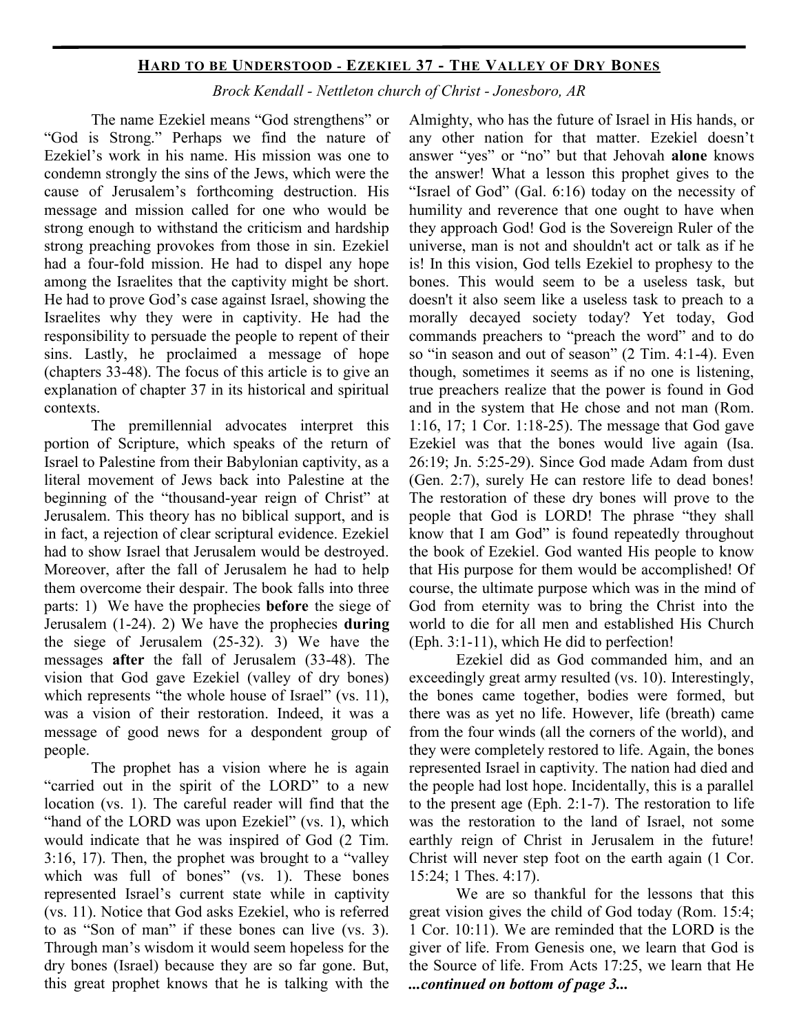## Hard to be Understood - Ezekiel 37 - The Valley of Dry Bones

*Brock Kendall - Nettleton church of Christ - Jonesboro, AR*

The name Ezekiel means "God strengthens" or "God is Strong." Perhaps we find the nature of Ezekiel's work in his name. His mission was one to condemn strongly the sins of the Jews, which were the cause of Jerusalem's forthcoming destruction. His message and mission called for one who would be strong enough to withstand the criticism and hardship strong preaching provokes from those in sin. Ezekiel had a four-fold mission. He had to dispel any hope among the Israelites that the captivity might be short. He had to prove God's case against Israel, showing the Israelites why they were in captivity. He had the responsibility to persuade the people to repent of their sins. Lastly, he proclaimed a message of hope (chapters 33-48). The focus of this article is to give an explanation of chapter 37 in its historical and spiritual contexts.

The premillennial advocates interpret this portion of Scripture, which speaks of the return of Israel to Palestine from their Babylonian captivity, as a literal movement of Jews back into Palestine at the beginning of the "thousand-year reign of Christ" at Jerusalem. This theory has no biblical support, and is in fact, a rejection of clear scriptural evidence. Ezekiel had to show Israel that Jerusalem would be destroyed. Moreover, after the fall of Jerusalem he had to help them overcome their despair. The book falls into three parts: 1) We have the prophecies **before** the siege of Jerusalem (1-24). 2) We have the prophecies **during** the siege of Jerusalem (25-32). 3) We have the messages **after** the fall of Jerusalem (33-48). The vision that God gave Ezekiel (valley of dry bones) which represents "the whole house of Israel" (vs. 11), was a vision of their restoration. Indeed, it was a message of good news for a despondent group of people.

The prophet has a vision where he is again "carried out in the spirit of the LORD" to a new location (vs. 1). The careful reader will find that the "hand of the LORD was upon Ezekiel" (vs. 1), which would indicate that he was inspired of God (2 Tim. 3:16, 17). Then, the prophet was brought to a "valley which was full of bones" (vs. 1). These bones represented Israel's current state while in captivity (vs. 11). Notice that God asks Ezekiel, who is referred to as "Son of man" if these bones can live (vs. 3). Through man's wisdom it would seem hopeless for the dry bones (Israel) because they are so far gone. But, this great prophet knows that he is talking with the Almighty, who has the future of Israel in His hands, or any other nation for that matter. Ezekiel doesn't answer "yes" or "no" but that Jehovah **alone** knows the answer! What a lesson this prophet gives to the "Israel of God" (Gal. 6:16) today on the necessity of humility and reverence that one ought to have when they approach God! God is the Sovereign Ruler of the universe, man is not and shouldn't act or talk as if he is! In this vision, God tells Ezekiel to prophesy to the bones. This would seem to be a useless task, but doesn't it also seem like a useless task to preach to a morally decayed society today? Yet today, God commands preachers to "preach the word" and to do so "in season and out of season" (2 Tim. 4:1-4). Even though, sometimes it seems as if no one is listening, true preachers realize that the power is found in God and in the system that He chose and not man (Rom. 1:16, 17; 1 Cor. 1:18-25). The message that God gave Ezekiel was that the bones would live again (Isa. 26:19; Jn. 5:25-29). Since God made Adam from dust (Gen. 2:7), surely He can restore life to dead bones! The restoration of these dry bones will prove to the people that God is LORD! The phrase "they shall know that I am God" is found repeatedly throughout the book of Ezekiel. God wanted His people to know that His purpose for them would be accomplished! Of course, the ultimate purpose which was in the mind of God from eternity was to bring the Christ into the world to die for all men and established His Church (Eph. 3:1-11), which He did to perfection!

Ezekiel did as God commanded him, and an exceedingly great army resulted (vs. 10). Interestingly, the bones came together, bodies were formed, but there was as yet no life. However, life (breath) came from the four winds (all the corners of the world), and they were completely restored to life. Again, the bones represented Israel in captivity. The nation had died and the people had lost hope. Incidentally, this is a parallel to the present age (Eph. 2:1-7). The restoration to life was the restoration to the land of Israel, not some earthly reign of Christ in Jerusalem in the future! Christ will never step foot on the earth again (1 Cor. 15:24; 1 Thes. 4:17).

We are so thankful for the lessons that this great vision gives the child of God today (Rom. 15:4; 1 Cor. 10:11). We are reminded that the LORD is the giver of life. From Genesis one, we learn that God is the Source of life. From Acts 17:25, we learn that He ***...continued on bottom of page 3...***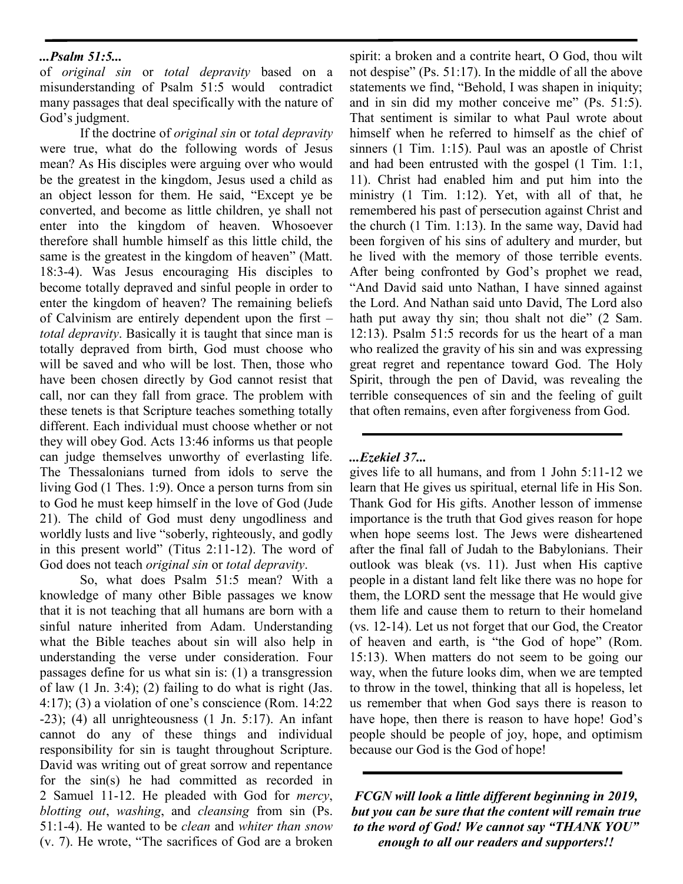***...Psalm 51:5...***

of *original sin* or *total depravity* based on a misunderstanding of Psalm 51:5 would contradict many passages that deal specifically with the nature of God's judgment.

If the doctrine of *original sin* or *total depravity* were true, what do the following words of Jesus mean? As His disciples were arguing over who would be the greatest in the kingdom, Jesus used a child as an object lesson for them. He said, "Except ye be converted, and become as little children, ye shall not enter into the kingdom of heaven. Whosoever therefore shall humble himself as this little child, the same is the greatest in the kingdom of heaven" (Matt. 18:3-4). Was Jesus encouraging His disciples to become totally depraved and sinful people in order to enter the kingdom of heaven? The remaining beliefs of Calvinism are entirely dependent upon the first – *total depravity*. Basically it is taught that since man is totally depraved from birth, God must choose who will be saved and who will be lost. Then, those who have been chosen directly by God cannot resist that call, nor can they fall from grace. The problem with these tenets is that Scripture teaches something totally different. Each individual must choose whether or not they will obey God. Acts 13:46 informs us that people can judge themselves unworthy of everlasting life. The Thessalonians turned from idols to serve the living God (1 Thes. 1:9). Once a person turns from sin to God he must keep himself in the love of God (Jude 21). The child of God must deny ungodliness and worldly lusts and live "soberly, righteously, and godly in this present world" (Titus 2:11-12). The word of God does not teach *original sin* or *total depravity*.

So, what does Psalm 51:5 mean? With a knowledge of many other Bible passages we know that it is not teaching that all humans are born with a sinful nature inherited from Adam. Understanding what the Bible teaches about sin will also help in understanding the verse under consideration. Four passages define for us what sin is: (1) a transgression of law (1 Jn. 3:4); (2) failing to do what is right (Jas. 4:17); (3) a violation of one's conscience (Rom. 14:22-23); (4) all unrighteousness (1 Jn. 5:17). An infant cannot do any of these things and individual responsibility for sin is taught throughout Scripture. David was writing out of great sorrow and repentance for the sin(s) he had committed as recorded in 2 Samuel 11-12. He pleaded with God for *mercy*, *blotting out*, *washing*, and *cleansing* from sin (Ps. 51:1-4). He wanted to be *clean* and *whiter than snow* (v. 7). He wrote, "The sacrifices of God are a broken spirit: a broken and a contrite heart, O God, thou wilt not despise" (Ps. 51:17). In the middle of all the above statements we find, "Behold, I was shapen in iniquity; and in sin did my mother conceive me" (Ps. 51:5). That sentiment is similar to what Paul wrote about himself when he referred to himself as the chief of sinners (1 Tim. 1:15). Paul was an apostle of Christ and had been entrusted with the gospel (1 Tim. 1:1, 11). Christ had enabled him and put him into the ministry (1 Tim. 1:12). Yet, with all of that, he remembered his past of persecution against Christ and the church (1 Tim. 1:13). In the same way, David had been forgiven of his sins of adultery and murder, but he lived with the memory of those terrible events. After being confronted by God's prophet we read, "And David said unto Nathan, I have sinned against the Lord. And Nathan said unto David, The Lord also hath put away thy sin; thou shalt not die" (2 Sam. 12:13). Psalm 51:5 records for us the heart of a man who realized the gravity of his sin and was expressing great regret and repentance toward God. The Holy Spirit, through the pen of David, was revealing the terrible consequences of sin and the feeling of guilt that often remains, even after forgiveness from God.

---

***...Ezekiel 37...***

gives life to all humans, and from 1 John 5:11-12 we learn that He gives us spiritual, eternal life in His Son. Thank God for His gifts. Another lesson of immense importance is the truth that God gives reason for hope when hope seems lost. The Jews were disheartened after the final fall of Judah to the Babylonians. Their outlook was bleak (vs. 11). Just when His captive people in a distant land felt like there was no hope for them, the LORD sent the message that He would give them life and cause them to return to their homeland (vs. 12-14). Let us not forget that our God, the Creator of heaven and earth, is "the God of hope" (Rom. 15:13). When matters do not seem to be going our way, when the future looks dim, when we are tempted to throw in the towel, thinking that all is hopeless, let us remember that when God says there is reason to have hope, then there is reason to have hope! God's people should be people of joy, hope, and optimism because our God is the God of hope!

---

***FCGN will look a little different beginning in 2019, but you can be sure that the content will remain true to the word of God! We cannot say "THANK YOU" enough to all our readers and supporters!!***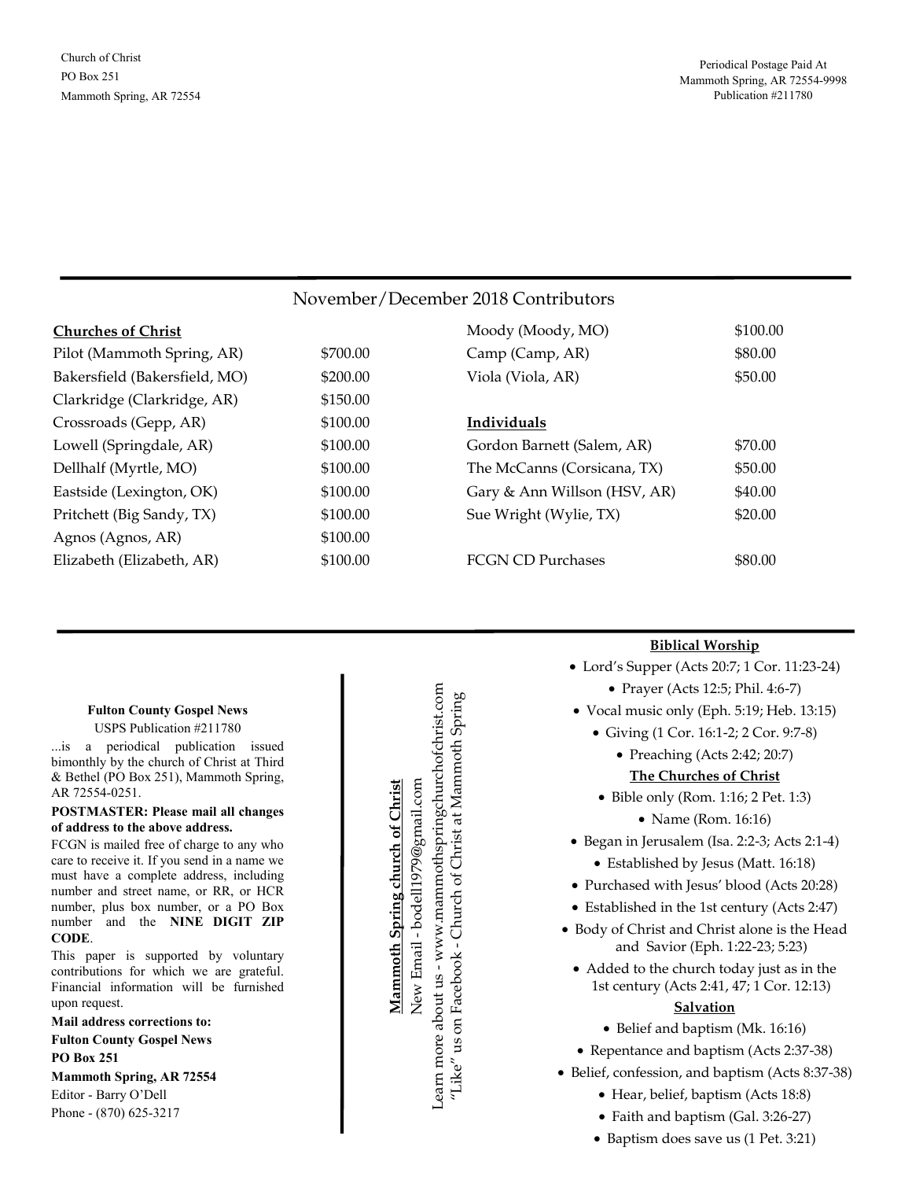Church of Christ
PO Box 251
Mammoth Spring, AR 72554

Periodical Postage Paid At
Mammoth Spring, AR 72554-9998
Publication #211780

## November/December 2018 Contributors

| | | | |
|---|---|---|---|
| **Churches of Christ** | | Moody (Moody, MO) | $100.00 |
| Pilot (Mammoth Spring, AR) | $700.00 | Camp (Camp, AR) | $80.00 |
| Bakersfield (Bakersfield, MO) | $200.00 | Viola (Viola, AR) | $50.00 |
| Clarkridge (Clarkridge, AR) | $150.00 | | |
| Crossroads (Gepp, AR) | $100.00 | **Individuals** | |
| Lowell (Springdale, AR) | $100.00 | Gordon Barnett (Salem, AR) | $70.00 |
| Dellhalf (Myrtle, MO) | $100.00 | The McCanns (Corsicana, TX) | $50.00 |
| Eastside (Lexington, OK) | $100.00 | Gary & Ann Willson (HSV, AR) | $40.00 |
| Pritchett (Big Sandy, TX) | $100.00 | Sue Wright (Wylie, TX) | $20.00 |
| Agnos (Agnos, AR) | $100.00 | | |
| Elizabeth (Elizabeth, AR) | $100.00 | FCGN CD Purchases | $80.00 |

**Fulton County Gospel News**
USPS Publication #211780

...is a periodical publication issued bimonthly by the church of Christ at Third & Bethel (PO Box 251), Mammoth Spring, AR 72554-0251.

**POSTMASTER: Please mail all changes of address to the above address.**

FCGN is mailed free of charge to any who care to receive it. If you send in a name we must have a complete address, including number and street name, or RR, or HCR number, plus box number, or a PO Box number and the **NINE DIGIT ZIP CODE**.

This paper is supported by voluntary contributions for which we are grateful. Financial information will be furnished upon request.

**Mail address corrections to:**
**Fulton County Gospel News**
**PO Box 251**
**Mammoth Spring, AR 72554**
Editor - Barry O'Dell
Phone - (870) 625-3217

**Mammoth Spring church of Christ**
New Email - bodell1979@gmail.com
Learn more about us - www.mammothspringchurchofchrist.com
"Like" us on Facebook - Church of Christ at Mammoth Spring

**Biblical Worship**

- Lord's Supper (Acts 20:7; 1 Cor. 11:23-24)
- Prayer (Acts 12:5; Phil. 4:6-7)
- Vocal music only (Eph. 5:19; Heb. 13:15)
- Giving (1 Cor. 16:1-2; 2 Cor. 9:7-8)
- Preaching (Acts 2:42; 20:7)

**The Churches of Christ**

- Bible only (Rom. 1:16; 2 Pet. 1:3)
- Name (Rom. 16:16)
- Began in Jerusalem (Isa. 2:2-3; Acts 2:1-4)
- Established by Jesus (Matt. 16:18)
- Purchased with Jesus' blood (Acts 20:28)
- Established in the 1st century (Acts 2:47)
- Body of Christ and Christ alone is the Head and Savior (Eph. 1:22-23; 5:23)
- Added to the church today just as in the 1st century (Acts 2:41, 47; 1 Cor. 12:13)

**Salvation**

- Belief and baptism (Mk. 16:16)
- Repentance and baptism (Acts 2:37-38)
- Belief, confession, and baptism (Acts 8:37-38)
- Hear, belief, baptism (Acts 18:8)
- Faith and baptism (Gal. 3:26-27)
- Baptism does save us (1 Pet. 3:21)